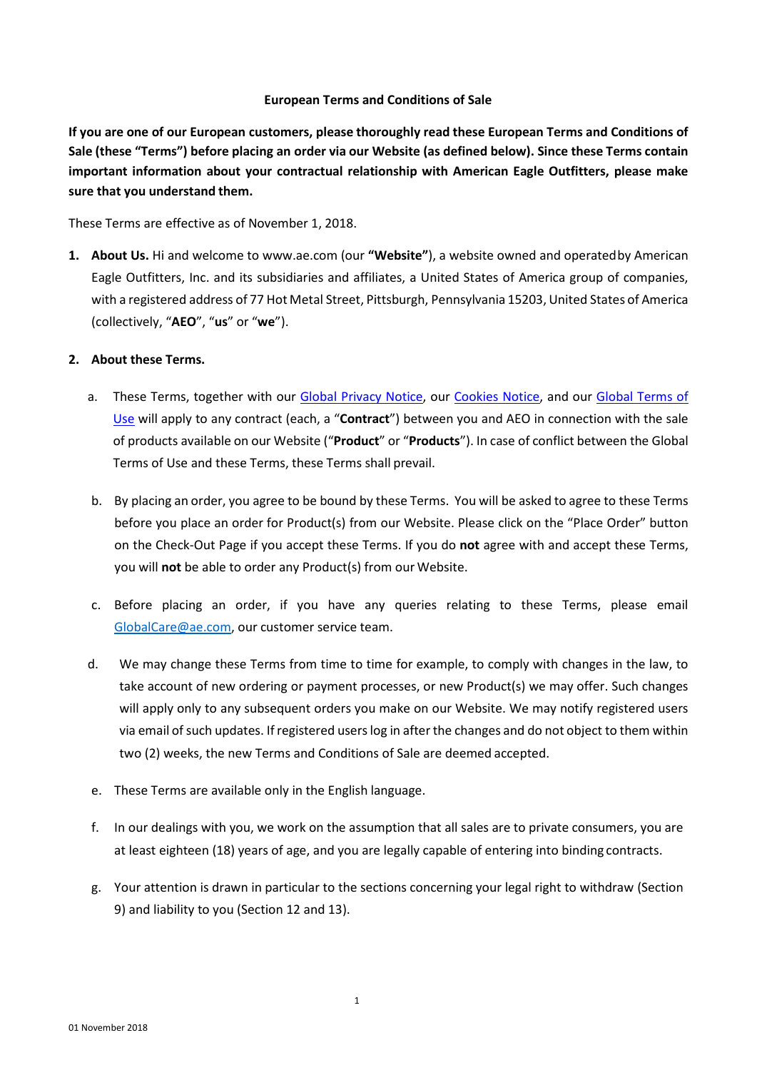# European Terms and Conditions of Sale

**If you are one of our European customers, please thoroughly read these European Terms and Conditions of Sale (these "Terms") before placing an order via our Website (as defined below). Since these Terms contain important information about your contractual relationship with American Eagle Outfitters, please make sure that you understand them.**

These Terms are effective as of November 1, 2018.

1. **About Us.** Hi and welcome to www.ae.com (our **"Website"**), a website owned and operated by American Eagle Outfitters, Inc. and its subsidiaries and affiliates, a United States of America group of companies, with a registered address of 77 Hot Metal Street, Pittsburgh, Pennsylvania 15203, United States of America (collectively, "**AEO**", "**us**" or "**we**").

2. **About these Terms.**

   a. These Terms, together with our [Global Privacy Notice](), our [Cookies Notice](), and our [Global Terms of Use]() will apply to any contract (each, a "**Contract**") between you and AEO in connection with the sale of products available on our Website ("**Product**" or "**Products**"). In case of conflict between the Global Terms of Use and these Terms, these Terms shall prevail.

   b. By placing an order, you agree to be bound by these Terms. You will be asked to agree to these Terms before you place an order for Product(s) from our Website. Please click on the "Place Order" button on the Check-Out Page if you accept these Terms. If you do **not** agree with and accept these Terms, you will **not** be able to order any Product(s) from our Website.

   c. Before placing an order, if you have any queries relating to these Terms, please email [GlobalCare@ae.com](mailto:GlobalCare@ae.com), our customer service team.

   d. We may change these Terms from time to time for example, to comply with changes in the law, to take account of new ordering or payment processes, or new Product(s) we may offer. Such changes will apply only to any subsequent orders you make on our Website. We may notify registered users via email of such updates. If registered users log in after the changes and do not object to them within two (2) weeks, the new Terms and Conditions of Sale are deemed accepted.

   e. These Terms are available only in the English language.

   f. In our dealings with you, we work on the assumption that all sales are to private consumers, you are at least eighteen (18) years of age, and you are legally capable of entering into binding contracts.

   g. Your attention is drawn in particular to the sections concerning your legal right to withdraw (Section 9) and liability to you (Section 12 and 13).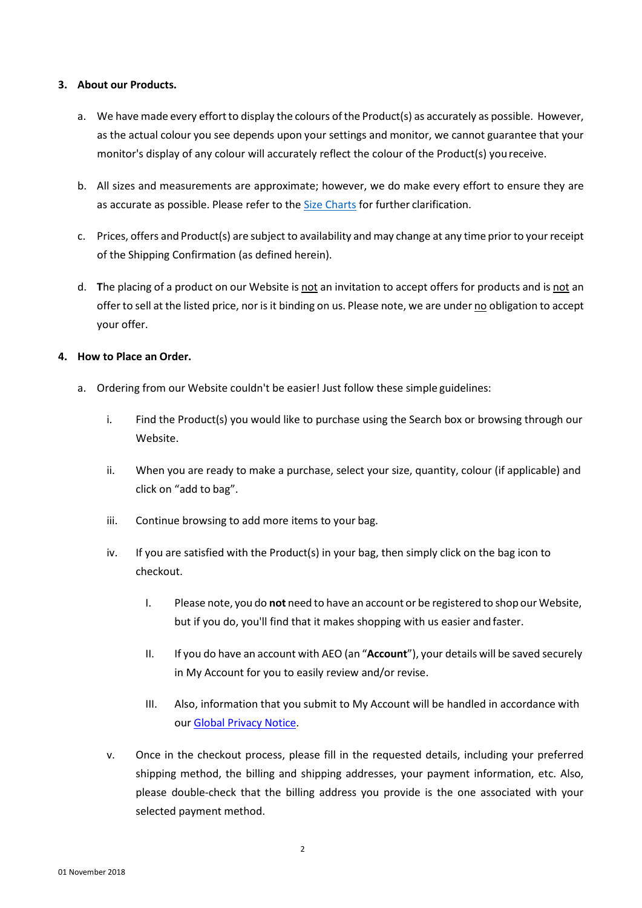**3. About our Products.**

a. We have made every effort to display the colours of the Product(s) as accurately as possible. However, as the actual colour you see depends upon your settings and monitor, we cannot guarantee that your monitor's display of any colour will accurately reflect the colour of the Product(s) you receive.

b. All sizes and measurements are approximate; however, we do make every effort to ensure they are as accurate as possible. Please refer to the Size Charts for further clarification.

c. Prices, offers and Product(s) are subject to availability and may change at any time prior to your receipt of the Shipping Confirmation (as defined herein).

d. **T**he placing of a product on our Website is <u>not</u> an invitation to accept offers for products and is <u>not</u> an offer to sell at the listed price, nor is it binding on us. Please note, we are under <u>no</u> obligation to accept your offer.

**4. How to Place an Order.**

a. Ordering from our Website couldn't be easier! Just follow these simple guidelines:

   i. Find the Product(s) you would like to purchase using the Search box or browsing through our Website.

   ii. When you are ready to make a purchase, select your size, quantity, colour (if applicable) and click on "add to bag".

   iii. Continue browsing to add more items to your bag.

   iv. If you are satisfied with the Product(s) in your bag, then simply click on the bag icon to checkout.

      I. Please note, you do **not** need to have an account or be registered to shop our Website, but if you do, you'll find that it makes shopping with us easier and faster.

      II. If you do have an account with AEO (an "**Account**"), your details will be saved securely in My Account for you to easily review and/or revise.

      III. Also, information that you submit to My Account will be handled in accordance with our Global Privacy Notice.

   v. Once in the checkout process, please fill in the requested details, including your preferred shipping method, the billing and shipping addresses, your payment information, etc. Also, please double-check that the billing address you provide is the one associated with your selected payment method.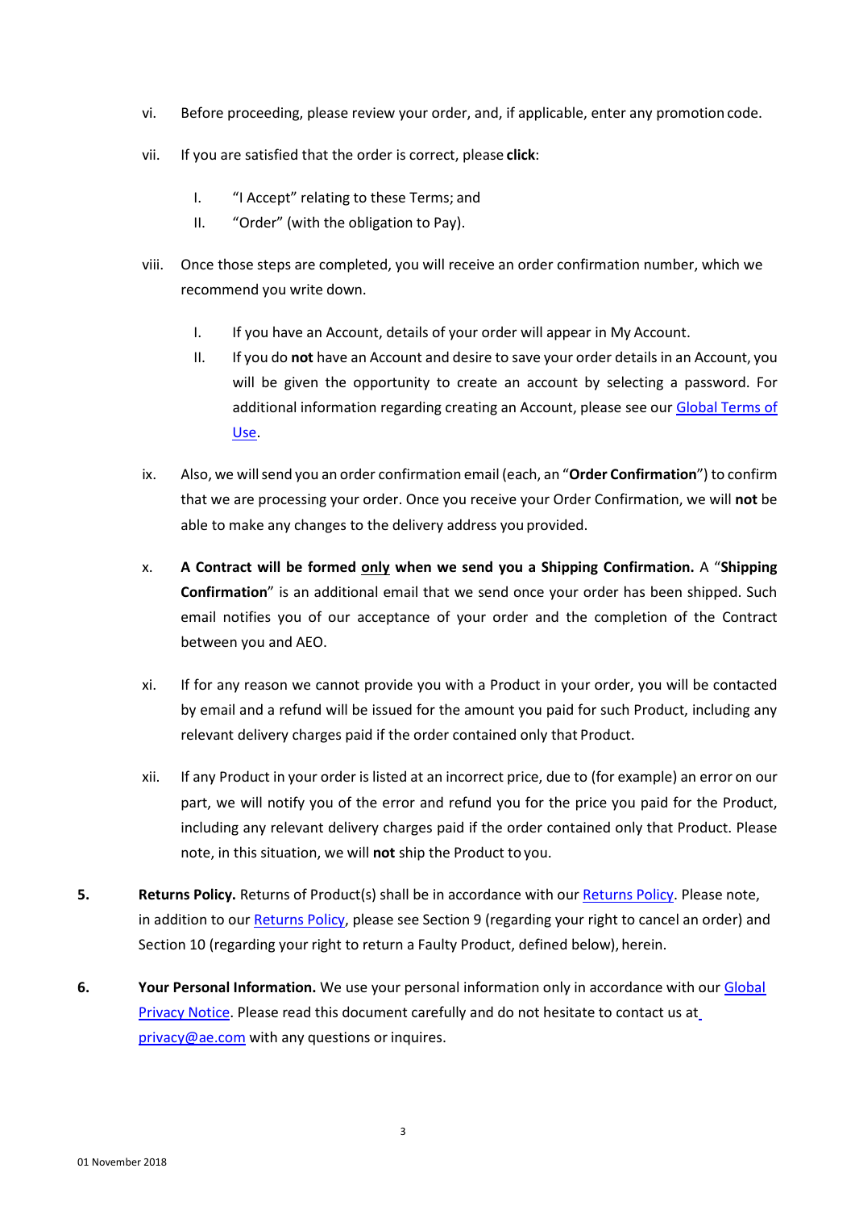vi. Before proceeding, please review your order, and, if applicable, enter any promotion code.

vii. If you are satisfied that the order is correct, please **click**:

   I. "I Accept" relating to these Terms; and
   II. "Order" (with the obligation to Pay).

viii. Once those steps are completed, you will receive an order confirmation number, which we recommend you write down.

   I. If you have an Account, details of your order will appear in My Account.
   II. If you do **not** have an Account and desire to save your order details in an Account, you will be given the opportunity to create an account by selecting a password. For additional information regarding creating an Account, please see our Global Terms of Use.

ix. Also, we will send you an order confirmation email (each, an "**Order Confirmation**") to confirm that we are processing your order. Once you receive your Order Confirmation, we will **not** be able to make any changes to the delivery address you provided.

x. **A Contract will be formed <u>only</u> when we send you a Shipping Confirmation.** A "**Shipping Confirmation**" is an additional email that we send once your order has been shipped. Such email notifies you of our acceptance of your order and the completion of the Contract between you and AEO.

xi. If for any reason we cannot provide you with a Product in your order, you will be contacted by email and a refund will be issued for the amount you paid for such Product, including any relevant delivery charges paid if the order contained only that Product.

xii. If any Product in your order is listed at an incorrect price, due to (for example) an error on our part, we will notify you of the error and refund you for the price you paid for the Product, including any relevant delivery charges paid if the order contained only that Product. Please note, in this situation, we will **not** ship the Product to you.

**5. Returns Policy.** Returns of Product(s) shall be in accordance with our Returns Policy. Please note, in addition to our Returns Policy, please see Section 9 (regarding your right to cancel an order) and Section 10 (regarding your right to return a Faulty Product, defined below), herein.

**6. Your Personal Information.** We use your personal information only in accordance with our Global Privacy Notice. Please read this document carefully and do not hesitate to contact us at privacy@ae.com with any questions or inquires.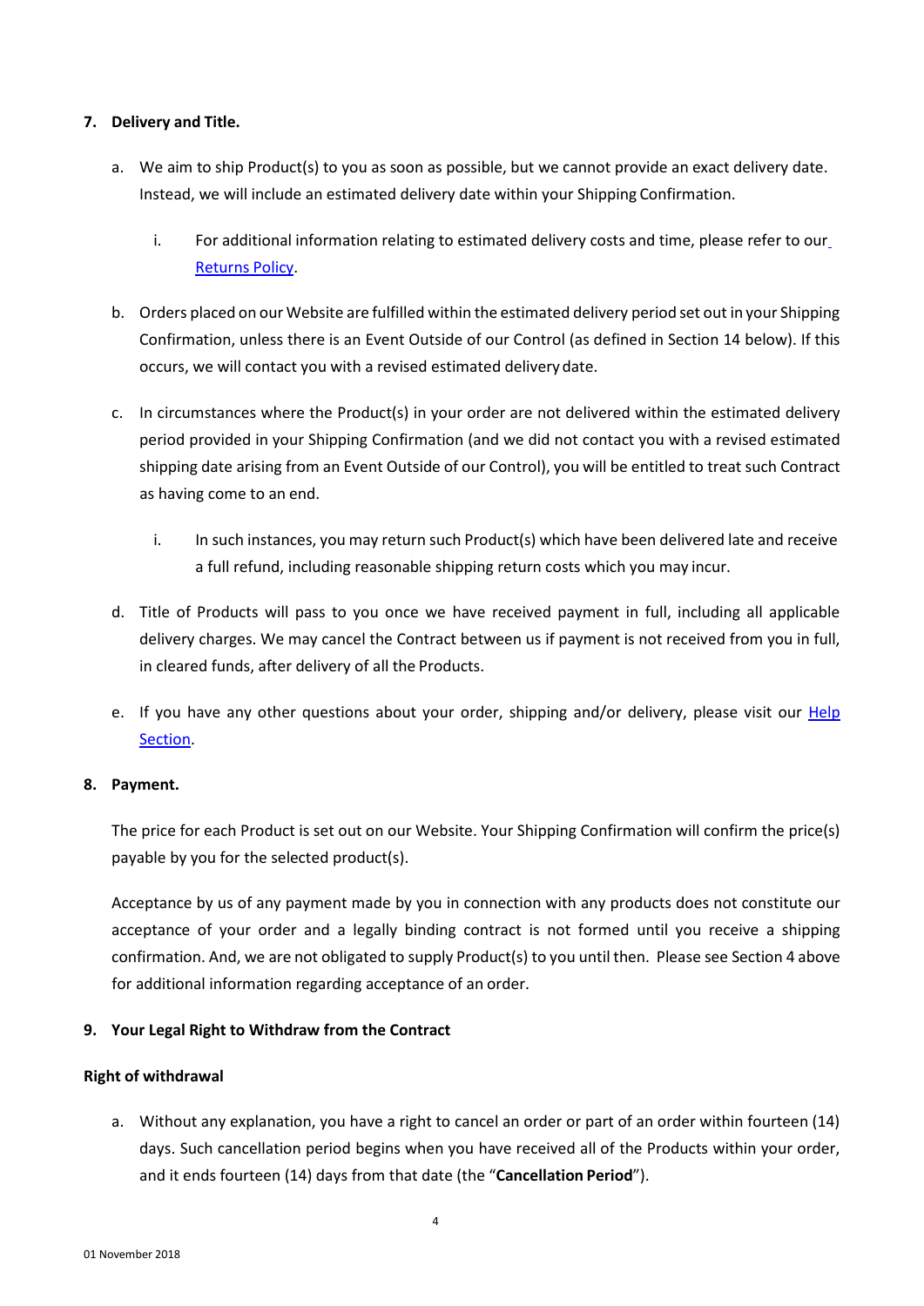7. **Delivery and Title.**

   a. We aim to ship Product(s) to you as soon as possible, but we cannot provide an exact delivery date. Instead, we will include an estimated delivery date within your Shipping Confirmation.

      i. For additional information relating to estimated delivery costs and time, please refer to our Returns Policy.

   b. Orders placed on our Website are fulfilled within the estimated delivery period set out in your Shipping Confirmation, unless there is an Event Outside of our Control (as defined in Section 14 below). If this occurs, we will contact you with a revised estimated delivery date.

   c. In circumstances where the Product(s) in your order are not delivered within the estimated delivery period provided in your Shipping Confirmation (and we did not contact you with a revised estimated shipping date arising from an Event Outside of our Control), you will be entitled to treat such Contract as having come to an end.

      i. In such instances, you may return such Product(s) which have been delivered late and receive a full refund, including reasonable shipping return costs which you may incur.

   d. Title of Products will pass to you once we have received payment in full, including all applicable delivery charges. We may cancel the Contract between us if payment is not received from you in full, in cleared funds, after delivery of all the Products.

   e. If you have any other questions about your order, shipping and/or delivery, please visit our Help Section.

8. **Payment.**

   The price for each Product is set out on our Website. Your Shipping Confirmation will confirm the price(s) payable by you for the selected product(s).

   Acceptance by us of any payment made by you in connection with any products does not constitute our acceptance of your order and a legally binding contract is not formed until you receive a shipping confirmation. And, we are not obligated to supply Product(s) to you until then. Please see Section 4 above for additional information regarding acceptance of an order.

9. **Your Legal Right to Withdraw from the Contract**

**Right of withdrawal**

   a. Without any explanation, you have a right to cancel an order or part of an order within fourteen (14) days. Such cancellation period begins when you have received all of the Products within your order, and it ends fourteen (14) days from that date (the "**Cancellation Period**").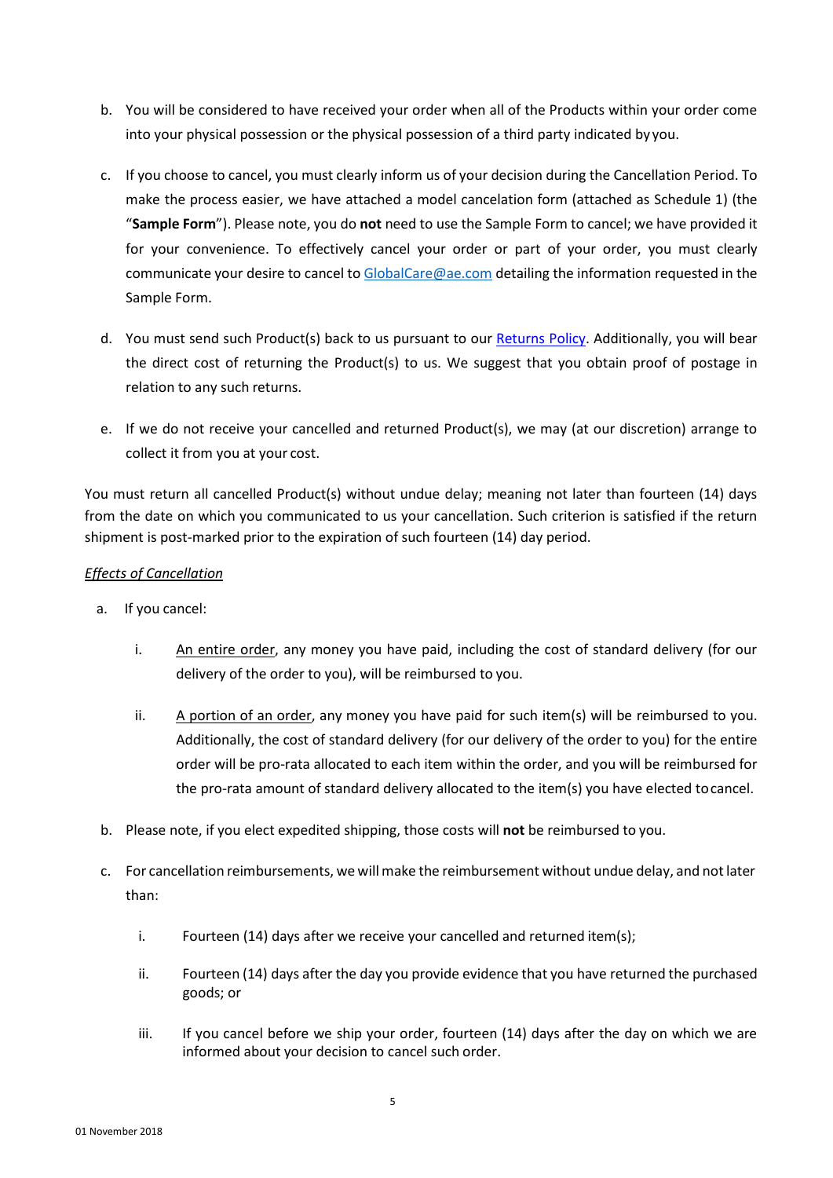b. You will be considered to have received your order when all of the Products within your order come into your physical possession or the physical possession of a third party indicated by you.

c. If you choose to cancel, you must clearly inform us of your decision during the Cancellation Period. To make the process easier, we have attached a model cancelation form (attached as Schedule 1) (the "**Sample Form**"). Please note, you do **not** need to use the Sample Form to cancel; we have provided it for your convenience. To effectively cancel your order or part of your order, you must clearly communicate your desire to cancel to [GlobalCare@ae.com](mailto:GlobalCare@ae.com) detailing the information requested in the Sample Form.

d. You must send such Product(s) back to us pursuant to our [Returns Policy](). Additionally, you will bear the direct cost of returning the Product(s) to us. We suggest that you obtain proof of postage in relation to any such returns.

e. If we do not receive your cancelled and returned Product(s), we may (at our discretion) arrange to collect it from you at your cost.

You must return all cancelled Product(s) without undue delay; meaning not later than fourteen (14) days from the date on which you communicated to us your cancellation. Such criterion is satisfied if the return shipment is post-marked prior to the expiration of such fourteen (14) day period.

*Effects of Cancellation*

a. If you cancel:

   i. An entire order, any money you have paid, including the cost of standard delivery (for our delivery of the order to you), will be reimbursed to you.

   ii. A portion of an order, any money you have paid for such item(s) will be reimbursed to you. Additionally, the cost of standard delivery (for our delivery of the order to you) for the entire order will be pro-rata allocated to each item within the order, and you will be reimbursed for the pro-rata amount of standard delivery allocated to the item(s) you have elected to cancel.

b. Please note, if you elect expedited shipping, those costs will **not** be reimbursed to you.

c. For cancellation reimbursements, we will make the reimbursement without undue delay, and not later than:

   i. Fourteen (14) days after we receive your cancelled and returned item(s);

   ii. Fourteen (14) days after the day you provide evidence that you have returned the purchased goods; or

   iii. If you cancel before we ship your order, fourteen (14) days after the day on which we are informed about your decision to cancel such order.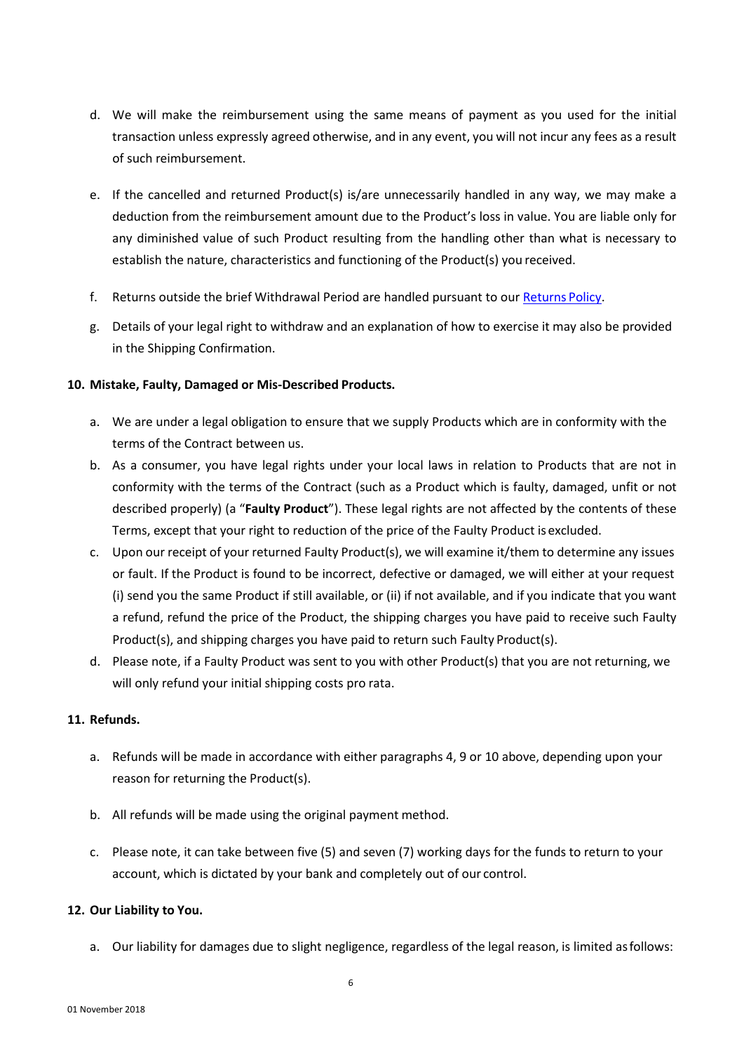d. We will make the reimbursement using the same means of payment as you used for the initial transaction unless expressly agreed otherwise, and in any event, you will not incur any fees as a result of such reimbursement.

e. If the cancelled and returned Product(s) is/are unnecessarily handled in any way, we may make a deduction from the reimbursement amount due to the Product's loss in value. You are liable only for any diminished value of such Product resulting from the handling other than what is necessary to establish the nature, characteristics and functioning of the Product(s) you received.

f. Returns outside the brief Withdrawal Period are handled pursuant to our Returns Policy.

g. Details of your legal right to withdraw and an explanation of how to exercise it may also be provided in the Shipping Confirmation.

**10. Mistake, Faulty, Damaged or Mis-Described Products.**

a. We are under a legal obligation to ensure that we supply Products which are in conformity with the terms of the Contract between us.

b. As a consumer, you have legal rights under your local laws in relation to Products that are not in conformity with the terms of the Contract (such as a Product which is faulty, damaged, unfit or not described properly) (a "**Faulty Product**"). These legal rights are not affected by the contents of these Terms, except that your right to reduction of the price of the Faulty Product is excluded.

c. Upon our receipt of your returned Faulty Product(s), we will examine it/them to determine any issues or fault. If the Product is found to be incorrect, defective or damaged, we will either at your request (i) send you the same Product if still available, or (ii) if not available, and if you indicate that you want a refund, refund the price of the Product, the shipping charges you have paid to receive such Faulty Product(s), and shipping charges you have paid to return such Faulty Product(s).

d. Please note, if a Faulty Product was sent to you with other Product(s) that you are not returning, we will only refund your initial shipping costs pro rata.

**11. Refunds.**

a. Refunds will be made in accordance with either paragraphs 4, 9 or 10 above, depending upon your reason for returning the Product(s).

b. All refunds will be made using the original payment method.

c. Please note, it can take between five (5) and seven (7) working days for the funds to return to your account, which is dictated by your bank and completely out of our control.

**12. Our Liability to You.**

a. Our liability for damages due to slight negligence, regardless of the legal reason, is limited as follows: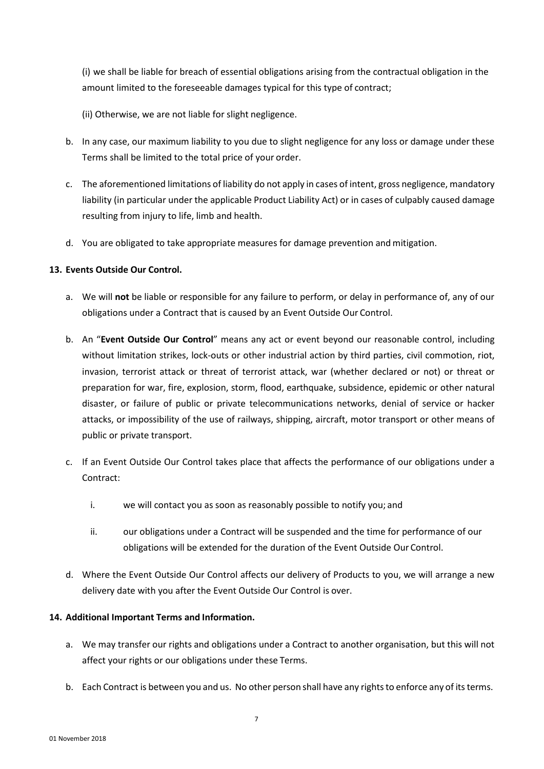(i) we shall be liable for breach of essential obligations arising from the contractual obligation in the amount limited to the foreseeable damages typical for this type of contract;

(ii) Otherwise, we are not liable for slight negligence.

b. In any case, our maximum liability to you due to slight negligence for any loss or damage under these Terms shall be limited to the total price of your order.

c. The aforementioned limitations of liability do not apply in cases of intent, gross negligence, mandatory liability (in particular under the applicable Product Liability Act) or in cases of culpably caused damage resulting from injury to life, limb and health.

d. You are obligated to take appropriate measures for damage prevention and mitigation.

**13. Events Outside Our Control.**

a. We will **not** be liable or responsible for any failure to perform, or delay in performance of, any of our obligations under a Contract that is caused by an Event Outside Our Control.

b. An "**Event Outside Our Control**" means any act or event beyond our reasonable control, including without limitation strikes, lock-outs or other industrial action by third parties, civil commotion, riot, invasion, terrorist attack or threat of terrorist attack, war (whether declared or not) or threat or preparation for war, fire, explosion, storm, flood, earthquake, subsidence, epidemic or other natural disaster, or failure of public or private telecommunications networks, denial of service or hacker attacks, or impossibility of the use of railways, shipping, aircraft, motor transport or other means of public or private transport.

c. If an Event Outside Our Control takes place that affects the performance of our obligations under a Contract:

   i. we will contact you as soon as reasonably possible to notify you; and

   ii. our obligations under a Contract will be suspended and the time for performance of our obligations will be extended for the duration of the Event Outside Our Control.

d. Where the Event Outside Our Control affects our delivery of Products to you, we will arrange a new delivery date with you after the Event Outside Our Control is over.

**14. Additional Important Terms and Information.**

a. We may transfer our rights and obligations under a Contract to another organisation, but this will not affect your rights or our obligations under these Terms.

b. Each Contract is between you and us. No other person shall have any rights to enforce any of its terms.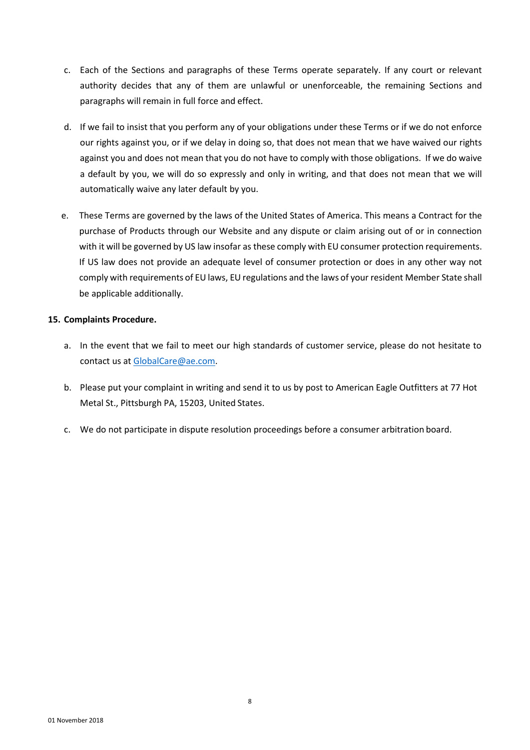c. Each of the Sections and paragraphs of these Terms operate separately. If any court or relevant authority decides that any of them are unlawful or unenforceable, the remaining Sections and paragraphs will remain in full force and effect.

d. If we fail to insist that you perform any of your obligations under these Terms or if we do not enforce our rights against you, or if we delay in doing so, that does not mean that we have waived our rights against you and does not mean that you do not have to comply with those obligations. If we do waive a default by you, we will do so expressly and only in writing, and that does not mean that we will automatically waive any later default by you.

e. These Terms are governed by the laws of the United States of America. This means a Contract for the purchase of Products through our Website and any dispute or claim arising out of or in connection with it will be governed by US law insofar as these comply with EU consumer protection requirements. If US law does not provide an adequate level of consumer protection or does in any other way not comply with requirements of EU laws, EU regulations and the laws of your resident Member State shall be applicable additionally.

**15. Complaints Procedure.**

a. In the event that we fail to meet our high standards of customer service, please do not hesitate to contact us at [GlobalCare@ae.com](mailto:GlobalCare@ae.com).

b. Please put your complaint in writing and send it to us by post to American Eagle Outfitters at 77 Hot Metal St., Pittsburgh PA, 15203, United States.

c. We do not participate in dispute resolution proceedings before a consumer arbitration board.

01 November 2018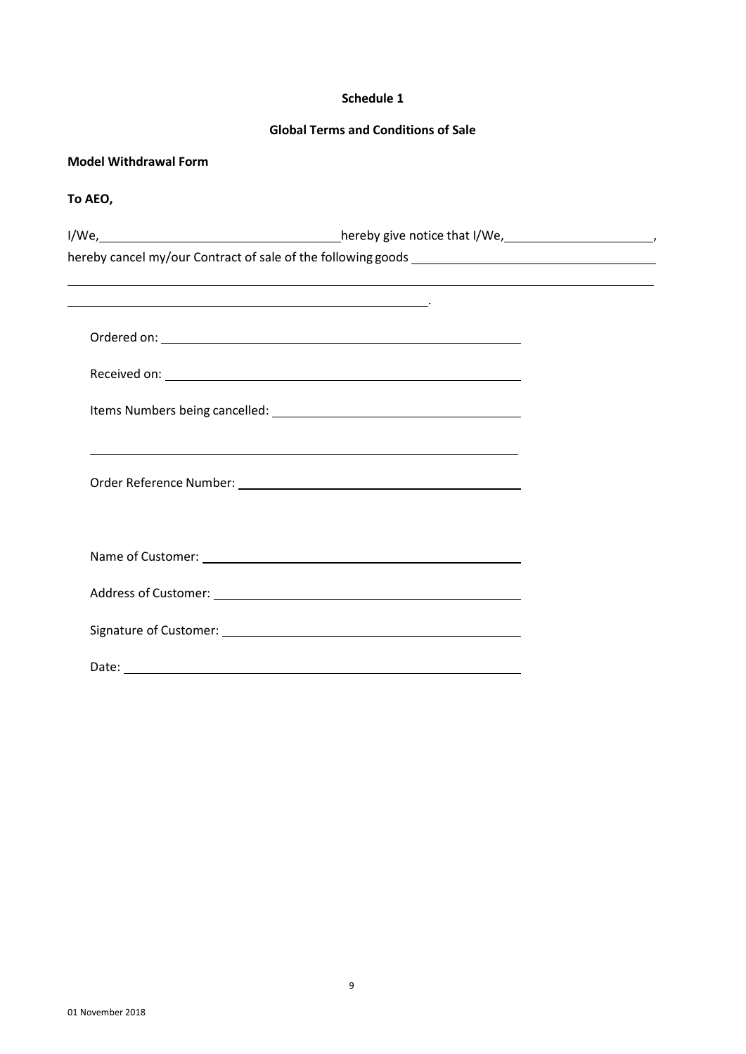**Schedule 1**

**Global Terms and Conditions of Sale**

**Model Withdrawal Form**

**To AEO,**

I/We, ______________________________ hereby give notice that I/We, ____________________,
hereby cancel my/our Contract of sale of the following goods ______________________________
______________________________________________________________________________
______________________________________________.

Ordered on: ______________________________________________

Received on: ______________________________________________

Items Numbers being cancelled: ______________________________
______________________________________________________

Order Reference Number: ___________________________________

Name of Customer: ________________________________________

Address of Customer: ______________________________________

Signature of Customer: _____________________________________

Date: _____________________________________________________

01 November 2018